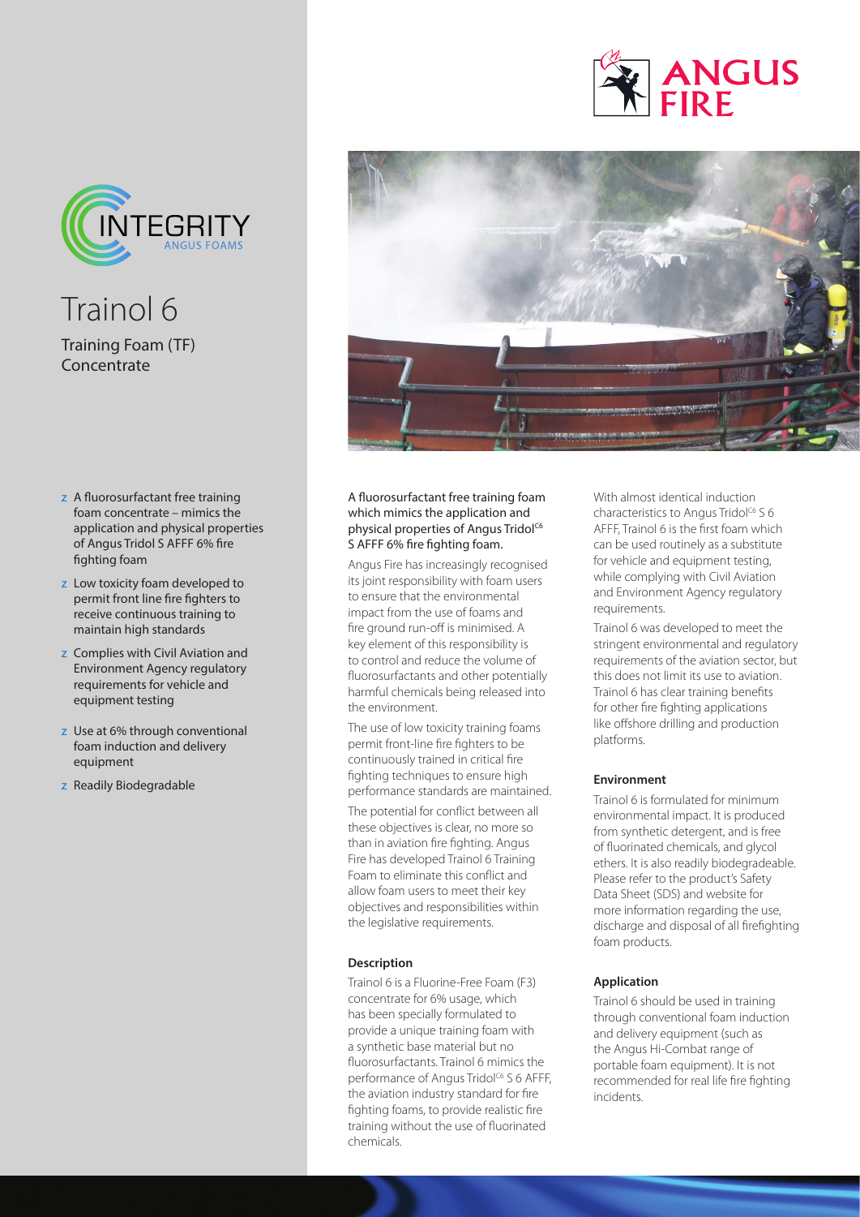# Trainol 6

## Training Foam (TF) Concentrate

- A fluorosurfactant free training foam concentrate – mimics the application and physical properties of Angus Tridol S AFFF 6% fire fighting foam
- Low toxicity foam developed to permit front line fire fighters to receive continuous training to maintain high standards
- Complies with Civil Aviation and Environment Agency regulatory requirements for vehicle and equipment testing
- Use at 6% through conventional foam induction and delivery equipment
- Readily Biodegradable

A fluorosurfactant free training foam which mimics the application and physical properties of Angus Tridol[C6] S AFFF 6% fire fighting foam.

Angus Fire has increasingly recognised its joint responsibility with foam users to ensure that the environmental impact from the use of foams and fire ground run-off is minimised. A key element of this responsibility is to control and reduce the volume of fluorosurfactants and other potentially harmful chemicals being released into the environment.

The use of low toxicity training foams permit front-line fire fighters to be continuously trained in critical fire fighting techniques to ensure high performance standards are maintained.

The potential for conflict between all these objectives is clear, no more so than in aviation fire fighting. Angus Fire has developed Trainol 6 Training Foam to eliminate this conflict and allow foam users to meet their key objectives and responsibilities within the legislative requirements.

### Description

Trainol 6 is a Fluorine-Free Foam (F3) concentrate for 6% usage, which has been specially formulated to provide a unique training foam with a synthetic base material but no fluorosurfactants. Trainol 6 mimics the performance of Angus Tridol[C6] S 6 AFFF, the aviation industry standard for fire fighting foams, to provide realistic fire training without the use of fluorinated chemicals.

With almost identical induction characteristics to Angus Tridol[C6] S 6 AFFF, Trainol 6 is the first foam which can be used routinely as a substitute for vehicle and equipment testing, while complying with Civil Aviation and Environment Agency regulatory requirements.

Trainol 6 was developed to meet the stringent environmental and regulatory requirements of the aviation sector, but this does not limit its use to aviation. Trainol 6 has clear training benefits for other fire fighting applications like offshore drilling and production platforms.

### Environment

Trainol 6 is formulated for minimum environmental impact. It is produced from synthetic detergent, and is free of fluorinated chemicals, and glycol ethers. It is also readily biodegradeable. Please refer to the product's Safety Data Sheet (SDS) and website for more information regarding the use, discharge and disposal of all firefighting foam products.

### Application

Trainol 6 should be used in training through conventional foam induction and delivery equipment (such as the Angus Hi-Combat range of portable foam equipment). It is not recommended for real life fire fighting incidents.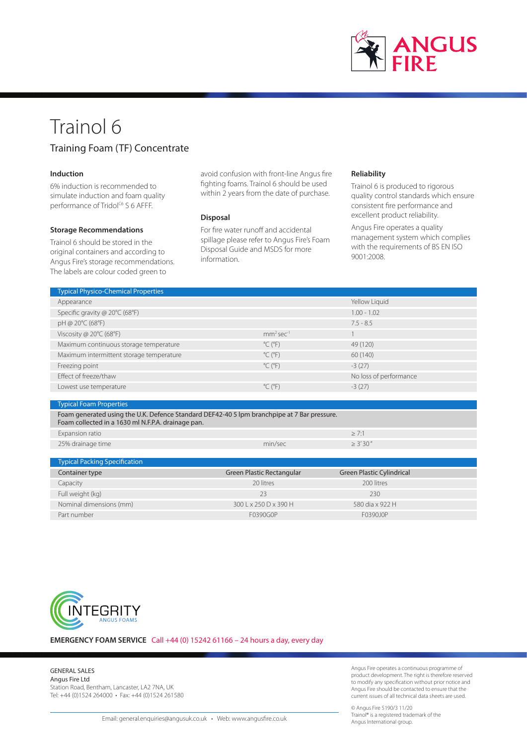# Trainol 6

## Training Foam (TF) Concentrate

### Induction

6% induction is recommended to simulate induction and foam quality performance of Tridol[C6] S 6 AFFF.

### Storage Recommendations

Trainol 6 should be stored in the original containers and according to Angus Fire's storage recommendations. The labels are colour coded green to avoid confusion with front-line Angus fire fighting foams. Trainol 6 should be used within 2 years from the date of purchase.

### Disposal

For fire water runoff and accidental spillage please refer to Angus Fire's Foam Disposal Guide and MSDS for more information.

### Reliability

Trainol 6 is produced to rigorous quality control standards which ensure consistent fire performance and excellent product reliability.

Angus Fire operates a quality management system which complies with the requirements of BS EN ISO 9001:2008.

| Typical Physico-Chemical Properties | | |
|---|---|---|
| Appearance | | Yellow Liquid |
| Specific gravity @ 20°C (68°F) | | 1.00 - 1.02 |
| pH @ 20°C (68°F) | | 7.5 - 8.5 |
| Viscosity @ 20°C (68°F) | $mm^2 sec^{-1}$ | 1 |
| Maximum continuous storage temperature | °C (°F) | 49 (120) |
| Maximum intermittent storage temperature | °C (°F) | 60 (140) |
| Freezing point | °C (°F) | -3 (27) |
| Effect of freeze/thaw | | No loss of performance |
| Lowest use temperature | °C (°F) | -3 (27) |

| Typical Foam Properties | | |
|---|---|---|
| Foam generated using the U.K. Defence Standard DEF42-40 5 lpm branchpipe at 7 Bar pressure. Foam collected in a 1630 ml N.F.P.A. drainage pan. | | |
| Expansion ratio | | ≥ 7:1 |
| 25% drainage time | min/sec | ≥ 3' 30" |

| Typical Packing Specification | | |
|---|---|---|
| Container type | Green Plastic Rectangular | Green Plastic Cylindrical |
| Capacity | 20 litres | 200 litres |
| Full weight (kg) | 23 | 230 |
| Nominal dimensions (mm) | 300 L x 250 D x 390 H | 580 dia x 922 H |
| Part number | F0390G0P | F0390J0P |

INTEGRITY ANGUS FOAMS

**EMERGENCY FOAM SERVICE** Call +44 (0) 15242 61166 – 24 hours a day, every day

GENERAL SALES
Angus Fire Ltd
Station Road, Bentham, Lancaster, LA2 7NA, UK
Tel: +44 (0)1524 264000 • Fax: +44 (0)1524 261580

Email: general.enquiries@angusuk.co.uk • Web: www.angusfire.co.uk

Angus Fire operates a continuous programme of product development. The right is therefore reserved to modify any specification without prior notice and Angus Fire should be contacted to ensure that the current issues of all technical data sheets are used.

© Angus Fire 5190/3 11/20
Trainol® is a registered trademark of the Angus International group.